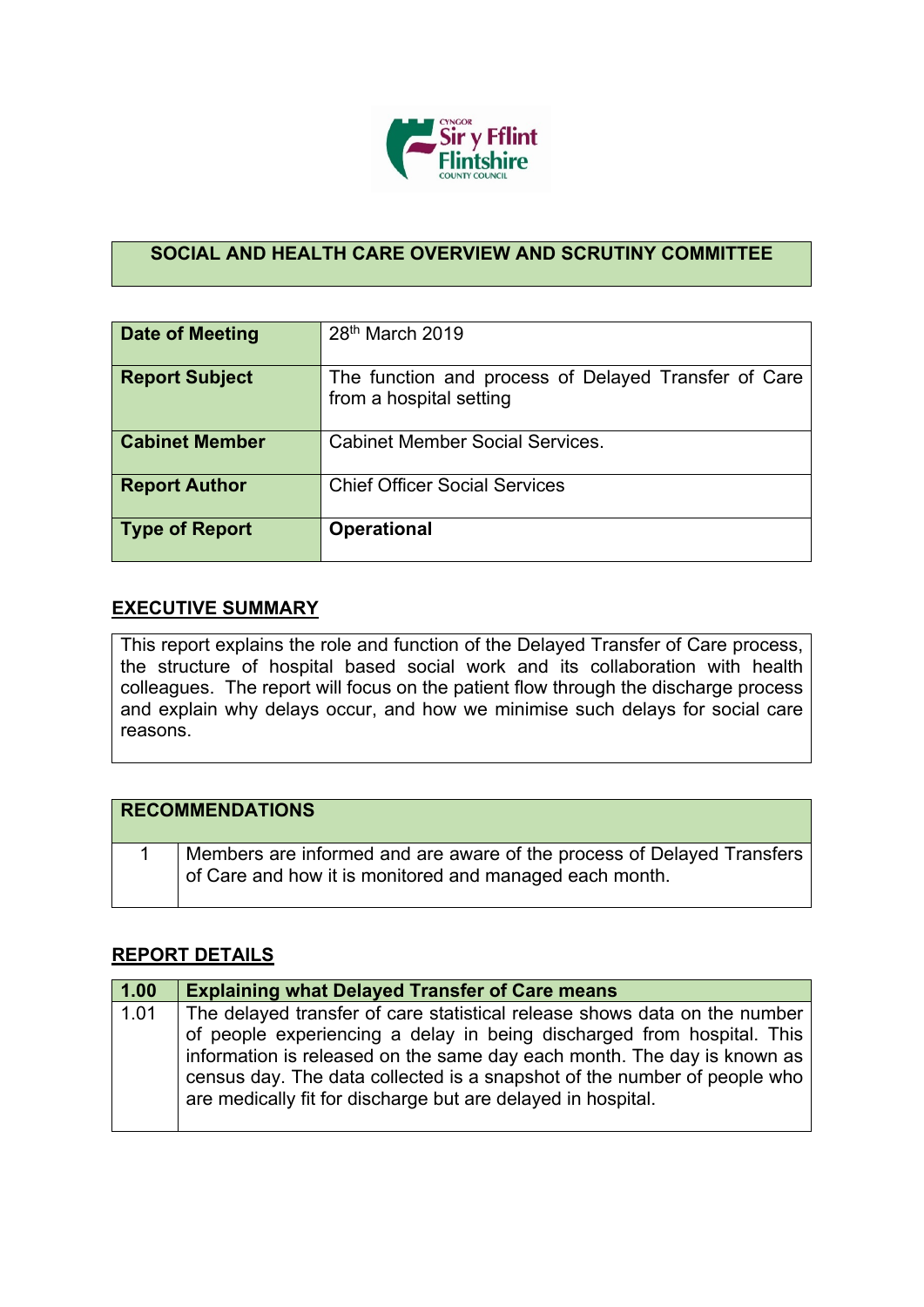## SOCIAL AND HEALTH CARE OVERVIEW AND SCRUTINY COMMITTEE

| | |
|---|---|
| **Date of Meeting** | 28th March 2019 |
| **Report Subject** | The function and process of Delayed Transfer of Care from a hospital setting |
| **Cabinet Member** | Cabinet Member Social Services. |
| **Report Author** | Chief Officer Social Services |
| **Type of Report** | **Operational** |

## EXECUTIVE SUMMARY

This report explains the role and function of the Delayed Transfer of Care process, the structure of hospital based social work and its collaboration with health colleagues. The report will focus on the patient flow through the discharge process and explain why delays occur, and how we minimise such delays for social care reasons.

| RECOMMENDATIONS | |
|---|---|
| 1 | Members are informed and are aware of the process of Delayed Transfers of Care and how it is monitored and managed each month. |

## REPORT DETAILS

| **1.00** | **Explaining what Delayed Transfer of Care means** |
|---|---|
| 1.01 | The delayed transfer of care statistical release shows data on the number of people experiencing a delay in being discharged from hospital. This information is released on the same day each month. The day is known as census day. The data collected is a snapshot of the number of people who are medically fit for discharge but are delayed in hospital. |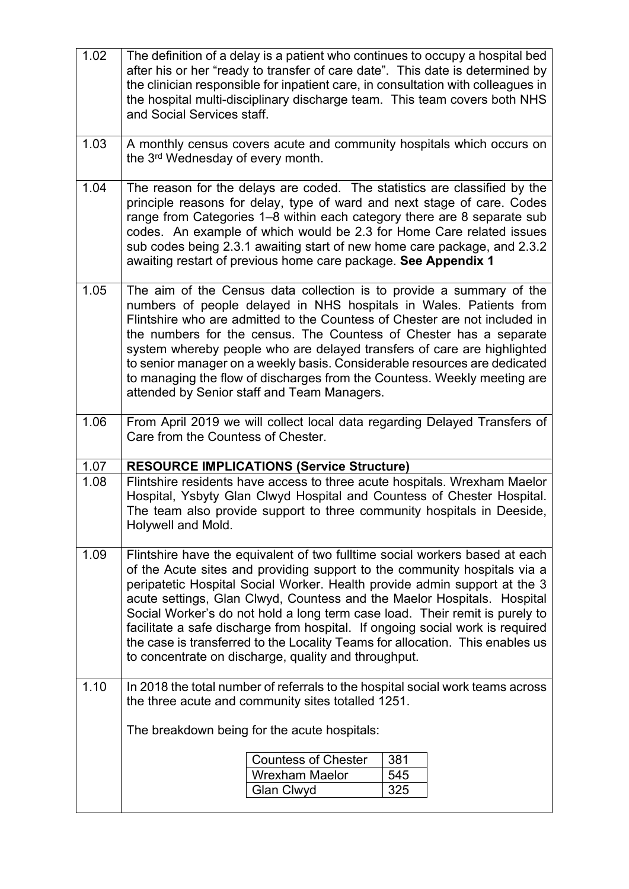| | |
|---|---|
| 1.02 | The definition of a delay is a patient who continues to occupy a hospital bed after his or her "ready to transfer of care date". This date is determined by the clinician responsible for inpatient care, in consultation with colleagues in the hospital multi-disciplinary discharge team. This team covers both NHS and Social Services staff. |
| 1.03 | A monthly census covers acute and community hospitals which occurs on the 3rd Wednesday of every month. |
| 1.04 | The reason for the delays are coded. The statistics are classified by the principle reasons for delay, type of ward and next stage of care. Codes range from Categories 1–8 within each category there are 8 separate sub codes. An example of which would be 2.3 for Home Care related issues sub codes being 2.3.1 awaiting start of new home care package, and 2.3.2 awaiting restart of previous home care package. **See Appendix 1** |
| 1.05 | The aim of the Census data collection is to provide a summary of the numbers of people delayed in NHS hospitals in Wales. Patients from Flintshire who are admitted to the Countess of Chester are not included in the numbers for the census. The Countess of Chester has a separate system whereby people who are delayed transfers of care are highlighted to senior manager on a weekly basis. Considerable resources are dedicated to managing the flow of discharges from the Countess. Weekly meeting are attended by Senior staff and Team Managers. |
| 1.06 | From April 2019 we will collect local data regarding Delayed Transfers of Care from the Countess of Chester. |
| 1.07 | **RESOURCE IMPLICATIONS (Service Structure)** |
| 1.08 | Flintshire residents have access to three acute hospitals. Wrexham Maelor Hospital, Ysbyty Glan Clwyd Hospital and Countess of Chester Hospital. The team also provide support to three community hospitals in Deeside, Holywell and Mold. |
| 1.09 | Flintshire have the equivalent of two fulltime social workers based at each of the Acute sites and providing support to the community hospitals via a peripatetic Hospital Social Worker. Health provide admin support at the 3 acute settings, Glan Clwyd, Countess and the Maelor Hospitals. Hospital Social Worker's do not hold a long term case load. Their remit is purely to facilitate a safe discharge from hospital. If ongoing social work is required the case is transferred to the Locality Teams for allocation. This enables us to concentrate on discharge, quality and throughput. |
| 1.10 | In 2018 the total number of referrals to the hospital social work teams across the three acute and community sites totalled 1251. The breakdown being for the acute hospitals: |

| | |
|---|---|
| Countess of Chester | 381 |
| Wrexham Maelor | 545 |
| Glan Clwyd | 325 |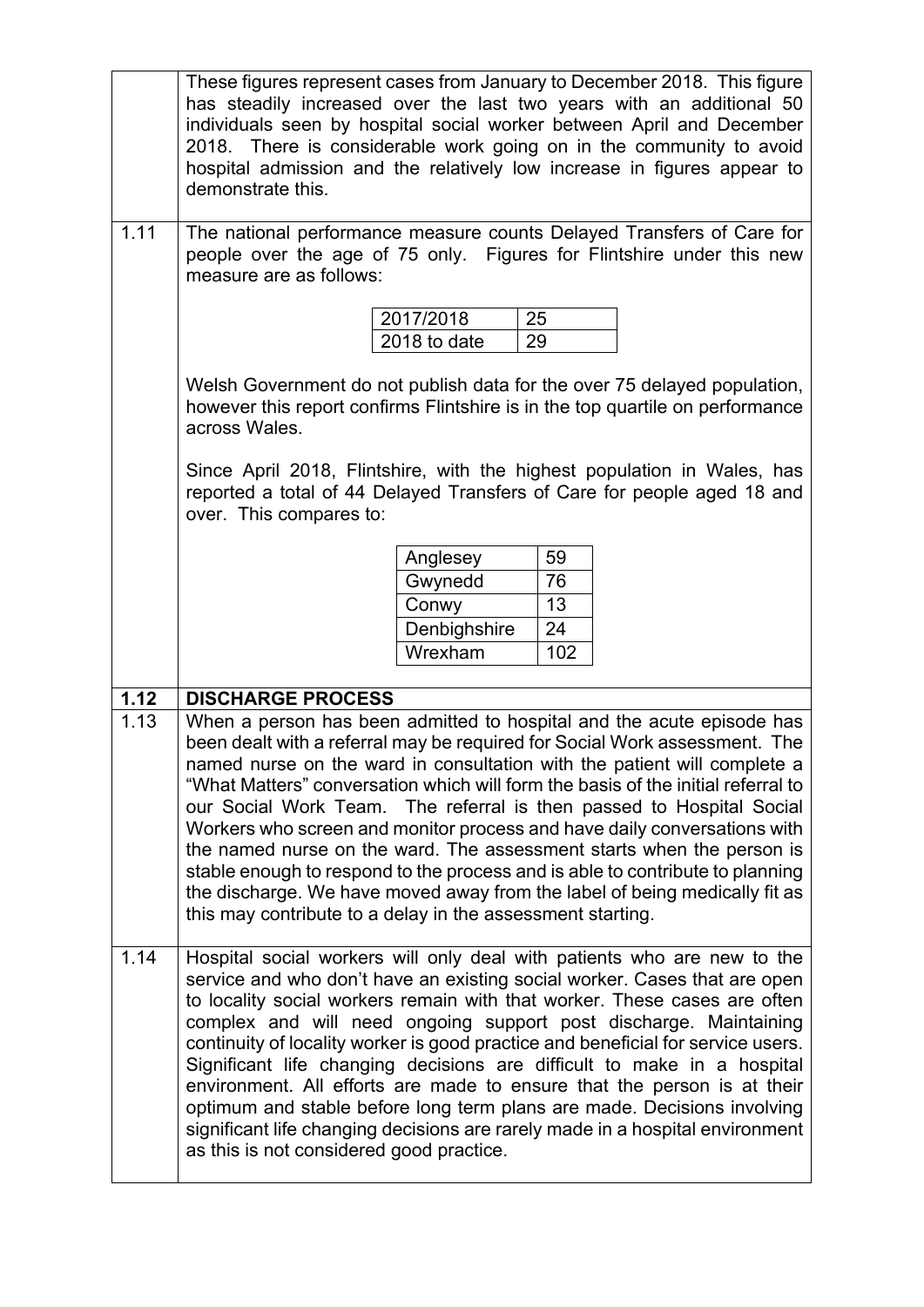These figures represent cases from January to December 2018. This figure has steadily increased over the last two years with an additional 50 individuals seen by hospital social worker between April and December 2018. There is considerable work going on in the community to avoid hospital admission and the relatively low increase in figures appear to demonstrate this.

**1.11** The national performance measure counts Delayed Transfers of Care for people over the age of 75 only. Figures for Flintshire under this new measure are as follows:

| | |
|---|---|
| 2017/2018 | 25 |
| 2018 to date | 29 |

Welsh Government do not publish data for the over 75 delayed population, however this report confirms Flintshire is in the top quartile on performance across Wales.

Since April 2018, Flintshire, with the highest population in Wales, has reported a total of 44 Delayed Transfers of Care for people aged 18 and over. This compares to:

| | |
|---|---|
| Anglesey | 59 |
| Gwynedd | 76 |
| Conwy | 13 |
| Denbighshire | 24 |
| Wrexham | 102 |

## 1.12 DISCHARGE PROCESS

**1.13** When a person has been admitted to hospital and the acute episode has been dealt with a referral may be required for Social Work assessment. The named nurse on the ward in consultation with the patient will complete a "What Matters" conversation which will form the basis of the initial referral to our Social Work Team. The referral is then passed to Hospital Social Workers who screen and monitor process and have daily conversations with the named nurse on the ward. The assessment starts when the person is stable enough to respond to the process and is able to contribute to planning the discharge. We have moved away from the label of being medically fit as this may contribute to a delay in the assessment starting.

**1.14** Hospital social workers will only deal with patients who are new to the service and who don't have an existing social worker. Cases that are open to locality social workers remain with that worker. These cases are often complex and will need ongoing support post discharge. Maintaining continuity of locality worker is good practice and beneficial for service users. Significant life changing decisions are difficult to make in a hospital environment. All efforts are made to ensure that the person is at their optimum and stable before long term plans are made. Decisions involving significant life changing decisions are rarely made in a hospital environment as this is not considered good practice.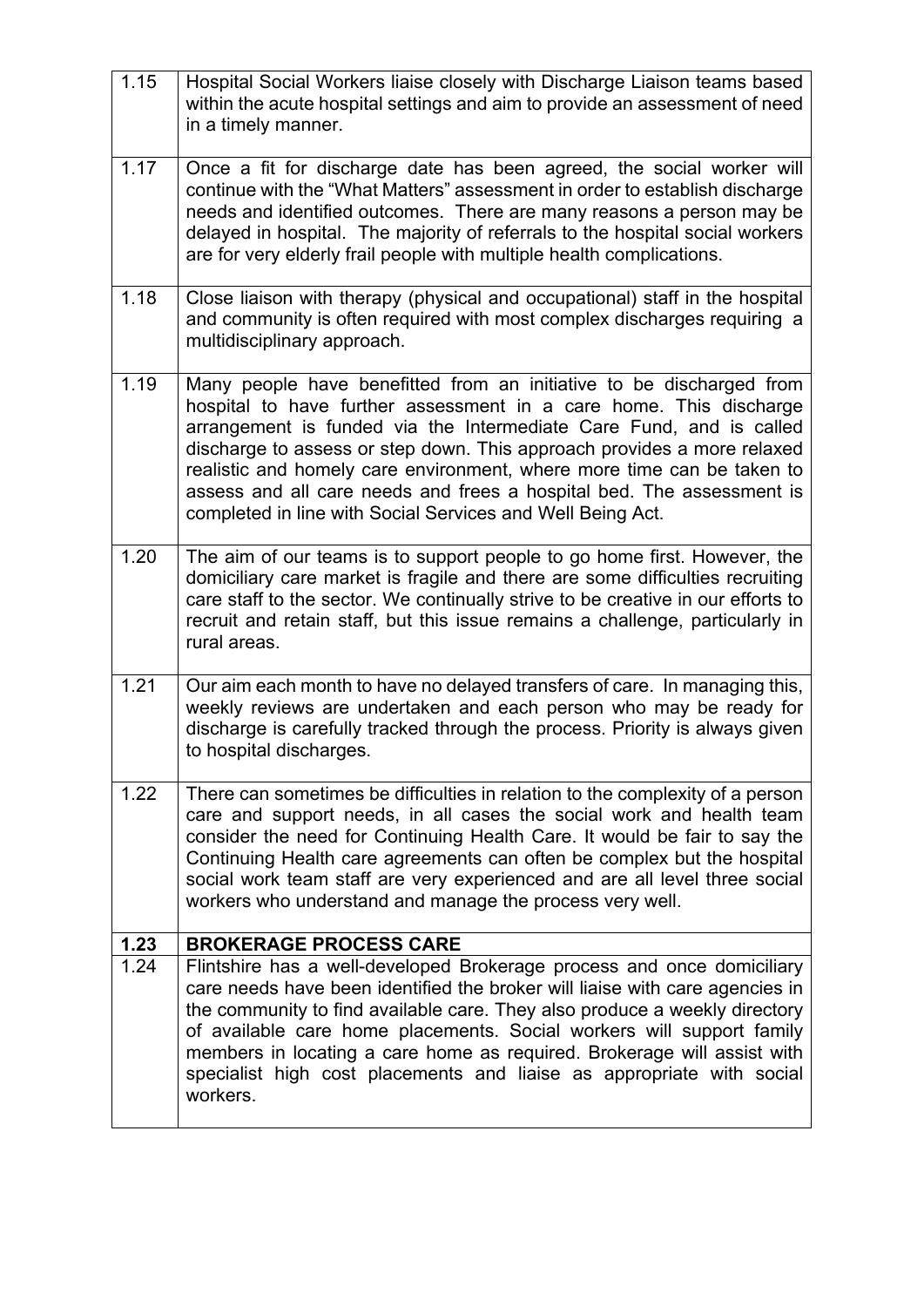| | |
|---|---|
| 1.15 | Hospital Social Workers liaise closely with Discharge Liaison teams based within the acute hospital settings and aim to provide an assessment of need in a timely manner. |
| 1.17 | Once a fit for discharge date has been agreed, the social worker will continue with the "What Matters" assessment in order to establish discharge needs and identified outcomes. There are many reasons a person may be delayed in hospital. The majority of referrals to the hospital social workers are for very elderly frail people with multiple health complications. |
| 1.18 | Close liaison with therapy (physical and occupational) staff in the hospital and community is often required with most complex discharges requiring a multidisciplinary approach. |
| 1.19 | Many people have benefitted from an initiative to be discharged from hospital to have further assessment in a care home. This discharge arrangement is funded via the Intermediate Care Fund, and is called discharge to assess or step down. This approach provides a more relaxed realistic and homely care environment, where more time can be taken to assess and all care needs and frees a hospital bed. The assessment is completed in line with Social Services and Well Being Act. |
| 1.20 | The aim of our teams is to support people to go home first. However, the domiciliary care market is fragile and there are some difficulties recruiting care staff to the sector. We continually strive to be creative in our efforts to recruit and retain staff, but this issue remains a challenge, particularly in rural areas. |
| 1.21 | Our aim each month to have no delayed transfers of care. In managing this, weekly reviews are undertaken and each person who may be ready for discharge is carefully tracked through the process. Priority is always given to hospital discharges. |
| 1.22 | There can sometimes be difficulties in relation to the complexity of a person care and support needs, in all cases the social work and health team consider the need for Continuing Health Care. It would be fair to say the Continuing Health care agreements can often be complex but the hospital social work team staff are very experienced and are all level three social workers who understand and manage the process very well. |
| **1.23** | **BROKERAGE PROCESS CARE** |
| 1.24 | Flintshire has a well-developed Brokerage process and once domiciliary care needs have been identified the broker will liaise with care agencies in the community to find available care. They also produce a weekly directory of available care home placements. Social workers will support family members in locating a care home as required. Brokerage will assist with specialist high cost placements and liaise as appropriate with social workers. |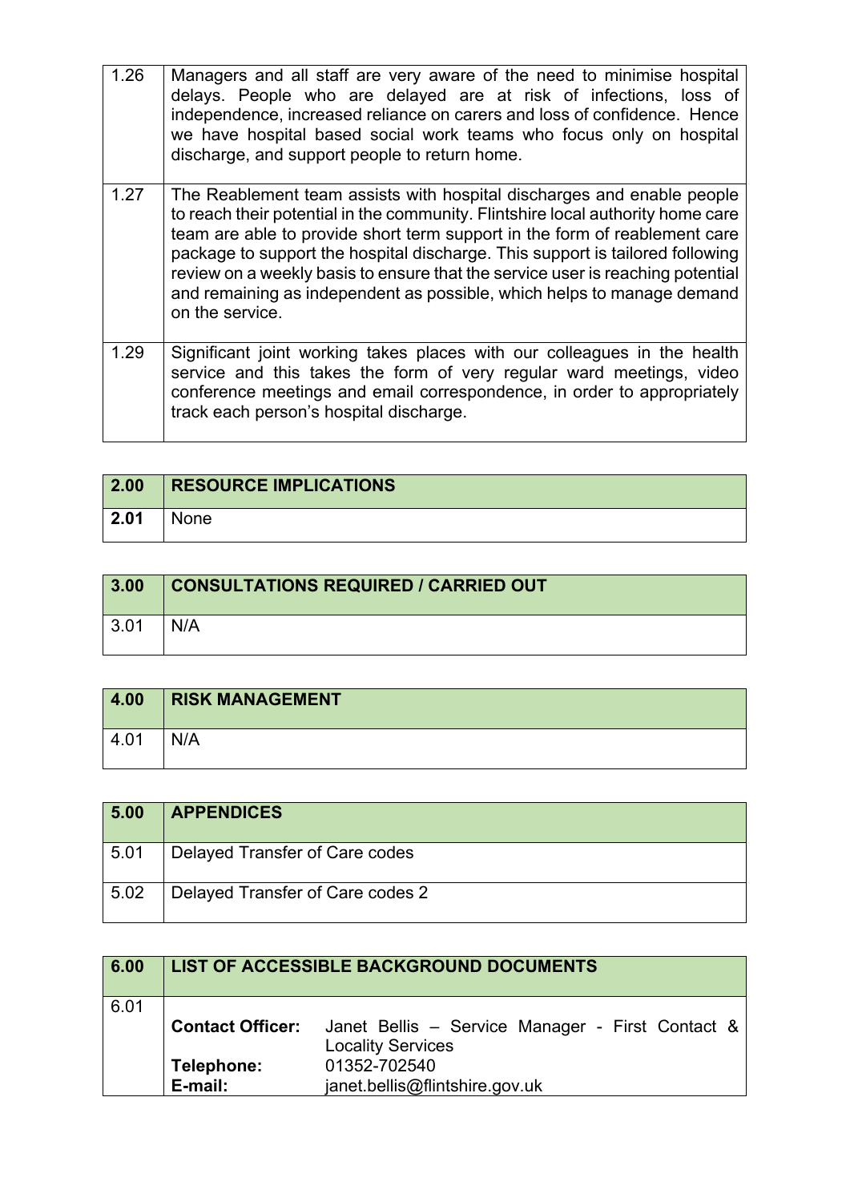| | |
|---|---|
| 1.26 | Managers and all staff are very aware of the need to minimise hospital delays. People who are delayed are at risk of infections, loss of independence, increased reliance on carers and loss of confidence. Hence we have hospital based social work teams who focus only on hospital discharge, and support people to return home. |
| 1.27 | The Reablement team assists with hospital discharges and enable people to reach their potential in the community. Flintshire local authority home care team are able to provide short term support in the form of reablement care package to support the hospital discharge. This support is tailored following review on a weekly basis to ensure that the service user is reaching potential and remaining as independent as possible, which helps to manage demand on the service. |
| 1.29 | Significant joint working takes places with our colleagues in the health service and this takes the form of very regular ward meetings, video conference meetings and email correspondence, in order to appropriately track each person's hospital discharge. |

| 2.00 | RESOURCE IMPLICATIONS |
|---|---|
| 2.01 | None |

| 3.00 | CONSULTATIONS REQUIRED / CARRIED OUT |
|---|---|
| 3.01 | N/A |

| 4.00 | RISK MANAGEMENT |
|---|---|
| 4.01 | N/A |

| 5.00 | APPENDICES |
|---|---|
| 5.01 | Delayed Transfer of Care codes |
| 5.02 | Delayed Transfer of Care codes 2 |

| 6.00 | LIST OF ACCESSIBLE BACKGROUND DOCUMENTS | |
|---|---|---|
| 6.01 | **Contact Officer:** | Janet Bellis – Service Manager - First Contact & Locality Services |
| | **Telephone:** | 01352-702540 |
| | **E-mail:** | janet.bellis@flintshire.gov.uk |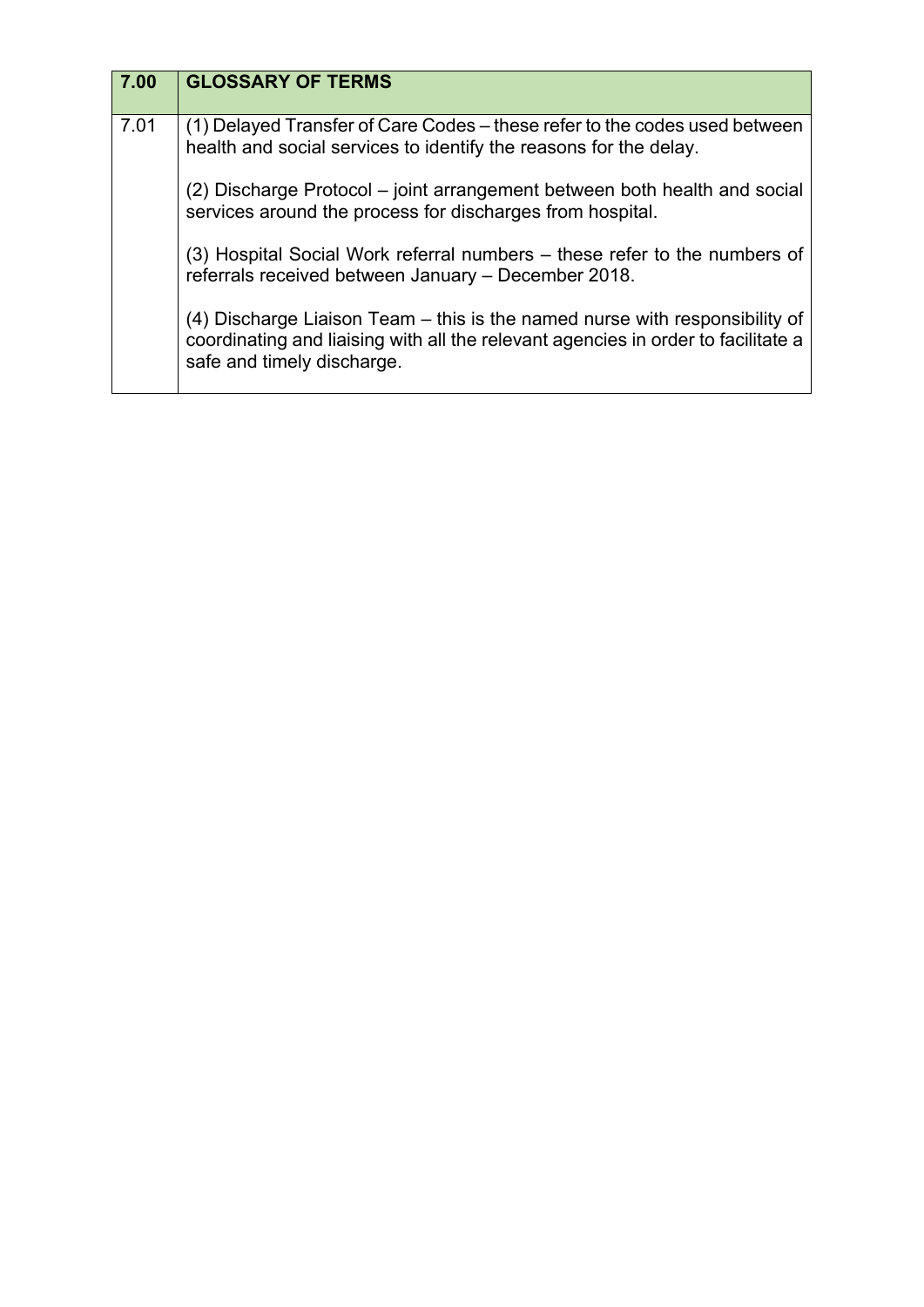| 7.00 | GLOSSARY OF TERMS |
|---|---|
| 7.01 | (1) Delayed Transfer of Care Codes – these refer to the codes used between health and social services to identify the reasons for the delay.<br><br>(2) Discharge Protocol – joint arrangement between both health and social services around the process for discharges from hospital.<br><br>(3) Hospital Social Work referral numbers – these refer to the numbers of referrals received between January – December 2018.<br><br>(4) Discharge Liaison Team – this is the named nurse with responsibility of coordinating and liaising with all the relevant agencies in order to facilitate a safe and timely discharge. |